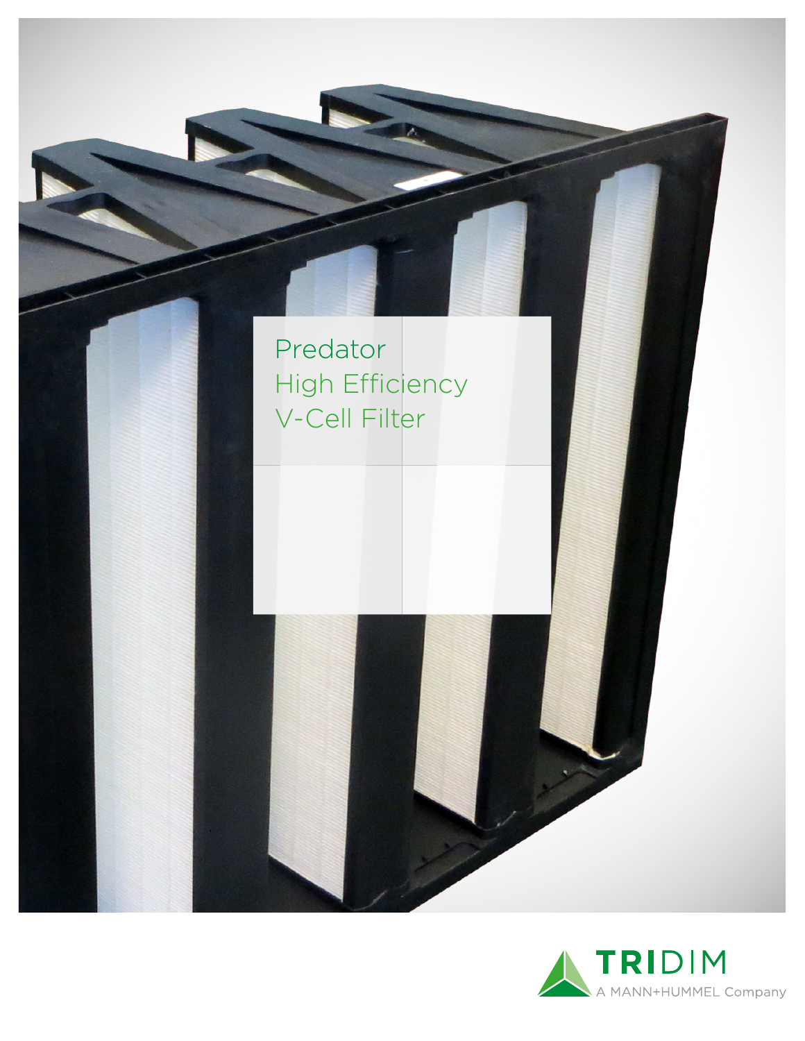# Predator High Efficiency V-Cell Filter

TRIDIM
A MANN+HUMMEL Company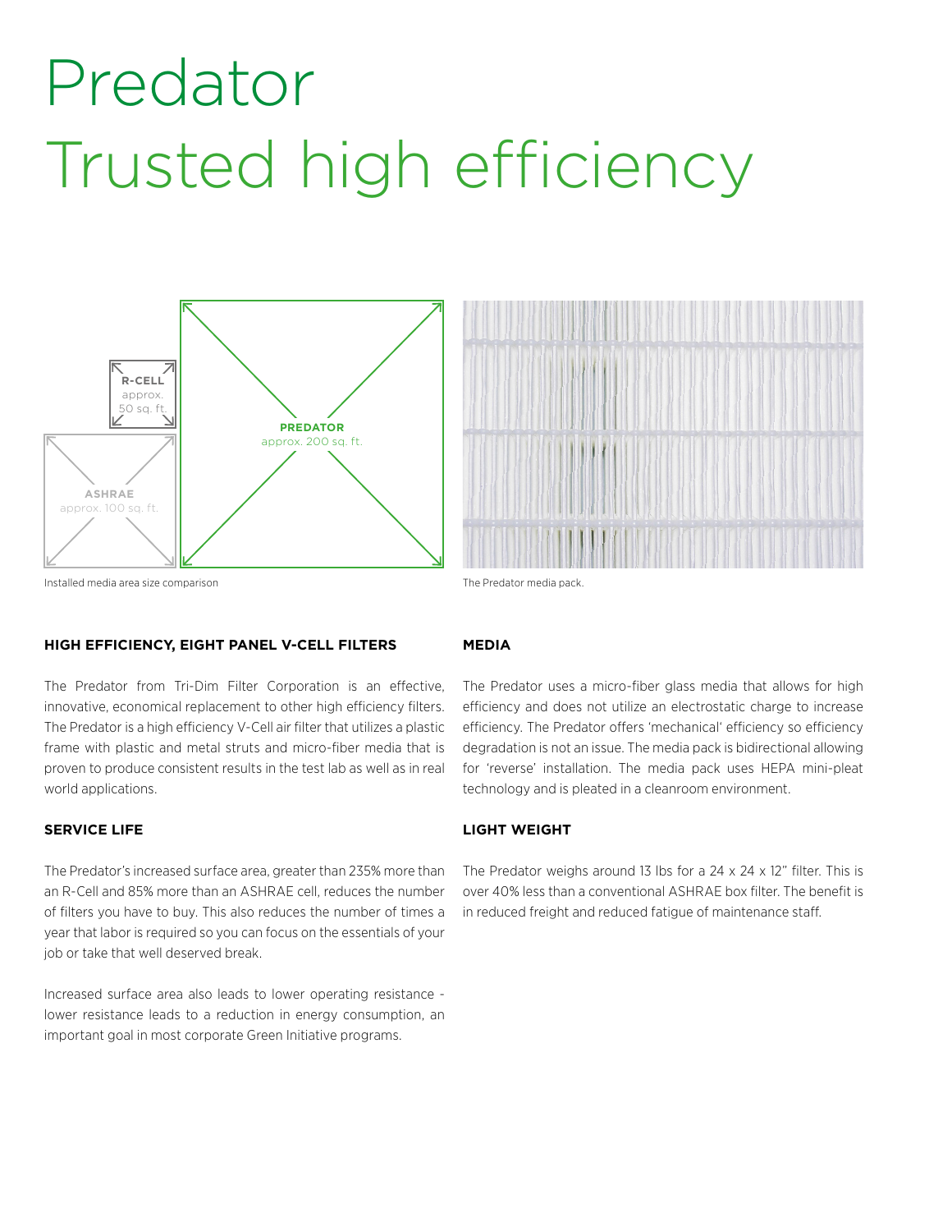# Predator
# Trusted high efficiency

R-CELL approx. 50 sq. ft.

ASHRAE approx. 100 sq. ft.

PREDATOR approx. 200 sq. ft.

Installed media area size comparison

The Predator media pack.

## HIGH EFFICIENCY, EIGHT PANEL V-CELL FILTERS

The Predator from Tri-Dim Filter Corporation is an effective, innovative, economical replacement to other high efficiency filters. The Predator is a high efficiency V-Cell air filter that utilizes a plastic frame with plastic and metal struts and micro-fiber media that is proven to produce consistent results in the test lab as well as in real world applications.

## SERVICE LIFE

The Predator's increased surface area, greater than 235% more than an R-Cell and 85% more than an ASHRAE cell, reduces the number of filters you have to buy. This also reduces the number of times a year that labor is required so you can focus on the essentials of your job or take that well deserved break.

Increased surface area also leads to lower operating resistance - lower resistance leads to a reduction in energy consumption, an important goal in most corporate Green Initiative programs.

## MEDIA

The Predator uses a micro-fiber glass media that allows for high efficiency and does not utilize an electrostatic charge to increase efficiency. The Predator offers 'mechanical' efficiency so efficiency degradation is not an issue. The media pack is bidirectional allowing for 'reverse' installation. The media pack uses HEPA mini-pleat technology and is pleated in a cleanroom environment.

## LIGHT WEIGHT

The Predator weighs around 13 lbs for a 24 x 24 x 12" filter. This is over 40% less than a conventional ASHRAE box filter. The benefit is in reduced freight and reduced fatigue of maintenance staff.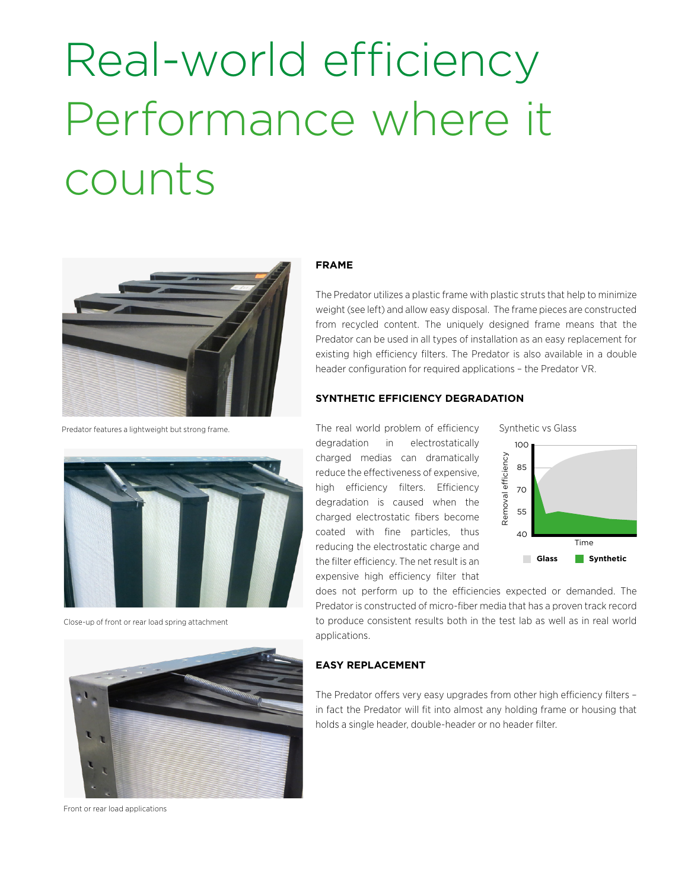# Real-world efficiency Performance where it counts

Predator features a lightweight but strong frame.

Close-up of front or rear load spring attachment

Front or rear load applications

## FRAME

The Predator utilizes a plastic frame with plastic struts that help to minimize weight (see left) and allow easy disposal. The frame pieces are constructed from recycled content. The uniquely designed frame means that the Predator can be used in all types of installation as an easy replacement for existing high efficiency filters. The Predator is also available in a double header configuration for required applications – the Predator VR.

## SYNTHETIC EFFICIENCY DEGRADATION

The real world problem of efficiency degradation in electrostatically charged medias can dramatically reduce the effectiveness of expensive, high efficiency filters. Efficiency degradation is caused when the charged electrostatic fibers become coated with fine particles, thus reducing the electrostatic charge and the filter efficiency. The net result is an expensive high efficiency filter that does not perform up to the efficiencies expected or demanded. The Predator is constructed of micro-fiber media that has a proven track record to produce consistent results both in the test lab as well as in real world applications.

Synthetic vs Glass

Removal efficiency: 100, 85, 70, 55, 40

Time

Glass | Synthetic

## EASY REPLACEMENT

The Predator offers very easy upgrades from other high efficiency filters – in fact the Predator will fit into almost any holding frame or housing that holds a single header, double-header or no header filter.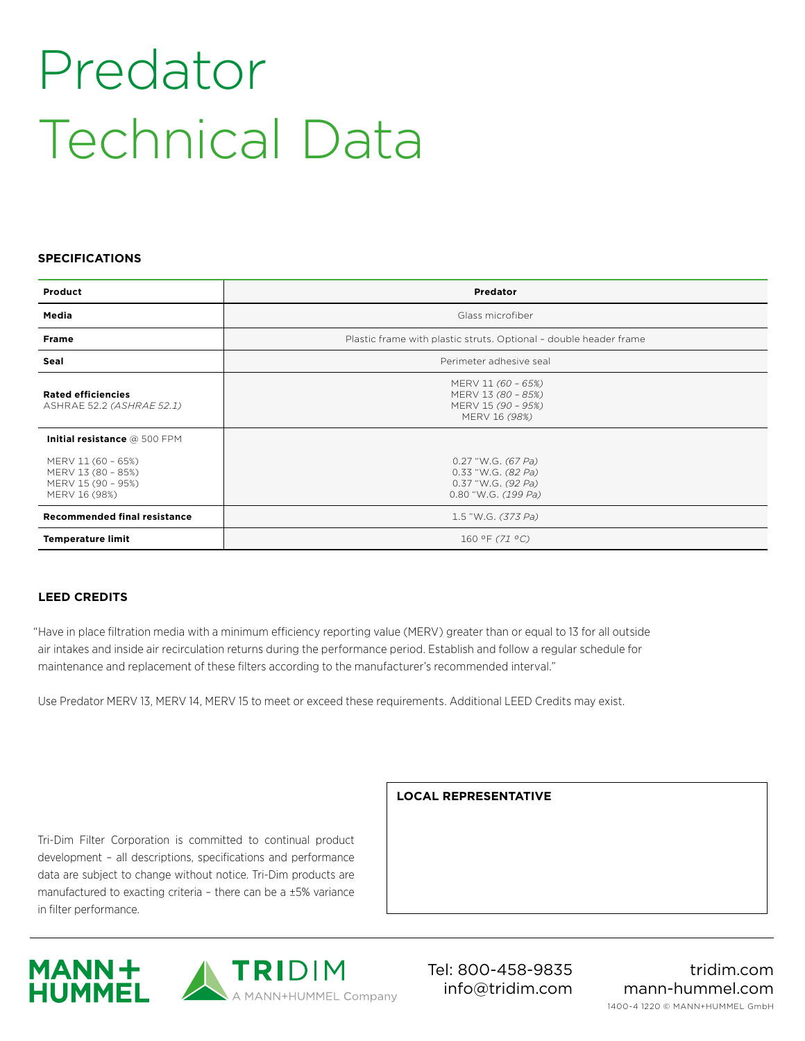# Predator Technical Data

### SPECIFICATIONS

| Product | Predator |
|---|---|
| **Media** | Glass microfiber |
| **Frame** | Plastic frame with plastic struts. Optional – double header frame |
| **Seal** | Perimeter adhesive seal |
| **Rated efficiencies** ASHRAE 52.2 *(ASHRAE 52.1)* | MERV 11 *(60 – 65%)*<br>MERV 13 *(80 – 85%)*<br>MERV 15 *(90 – 95%)*<br>MERV 16 *(98%)* |
| **Initial resistance** @ 500 FPM<br>MERV 11 (60 – 65%)<br>MERV 13 (80 – 85%)<br>MERV 15 (90 – 95%)<br>MERV 16 (98%) | <br>0.27 "W.G. *(67 Pa)*<br>0.33 "W.G. *(82 Pa)*<br>0.37 "W.G. *(92 Pa)*<br>0.80 "W.G. *(199 Pa)* |
| **Recommended final resistance** | 1.5 "W.G. *(373 Pa)* |
| **Temperature limit** | 160 °F *(71 °C)* |

### LEED CREDITS

"Have in place filtration media with a minimum efficiency reporting value (MERV) greater than or equal to 13 for all outside air intakes and inside air recirculation returns during the performance period. Establish and follow a regular schedule for maintenance and replacement of these filters according to the manufacturer's recommended interval."

Use Predator MERV 13, MERV 14, MERV 15 to meet or exceed these requirements. Additional LEED Credits may exist.

Tri-Dim Filter Corporation is committed to continual product development – all descriptions, specifications and performance data are subject to change without notice. Tri-Dim products are manufactured to exacting criteria – there can be a ±5% variance in filter performance.

**LOCAL REPRESENTATIVE**

MANN+HUMMEL

TRIDIM A MANN+HUMMEL Company

Tel: 800-458-9835
info@tridim.com

tridim.com
mann-hummel.com

1400-4 1220 © MANN+HUMMEL GmbH